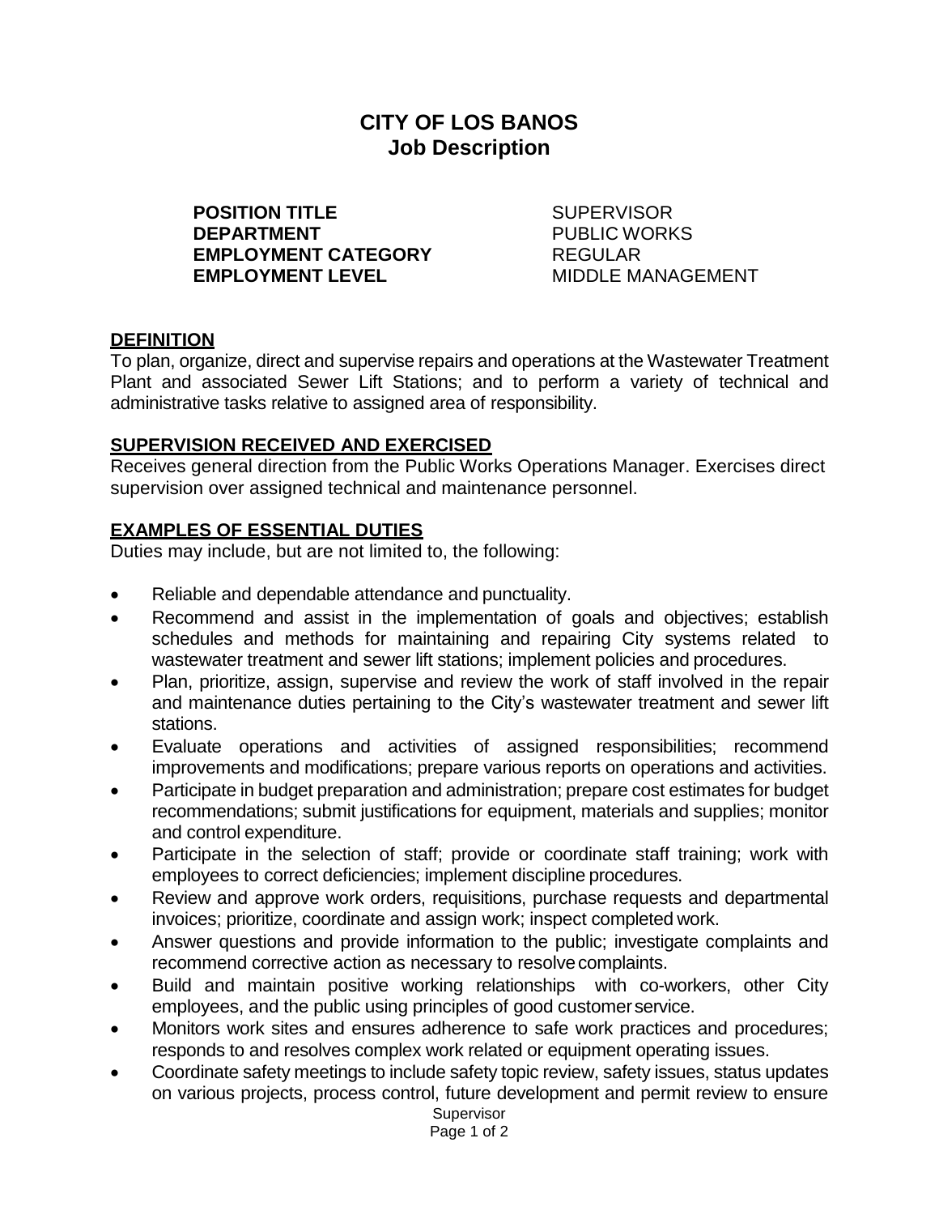# CITY OF LOS BANOS
## Job Description

**POSITION TITLE** SUPERVISOR
**DEPARTMENT** PUBLIC WORKS
**EMPLOYMENT CATEGORY** REGULAR
**EMPLOYMENT LEVEL** MIDDLE MANAGEMENT

### DEFINITION

To plan, organize, direct and supervise repairs and operations at the Wastewater Treatment Plant and associated Sewer Lift Stations; and to perform a variety of technical and administrative tasks relative to assigned area of responsibility.

### SUPERVISION RECEIVED AND EXERCISED

Receives general direction from the Public Works Operations Manager. Exercises direct supervision over assigned technical and maintenance personnel.

### EXAMPLES OF ESSENTIAL DUTIES

Duties may include, but are not limited to, the following:

- Reliable and dependable attendance and punctuality.
- Recommend and assist in the implementation of goals and objectives; establish schedules and methods for maintaining and repairing City systems related to wastewater treatment and sewer lift stations; implement policies and procedures.
- Plan, prioritize, assign, supervise and review the work of staff involved in the repair and maintenance duties pertaining to the City's wastewater treatment and sewer lift stations.
- Evaluate operations and activities of assigned responsibilities; recommend improvements and modifications; prepare various reports on operations and activities.
- Participate in budget preparation and administration; prepare cost estimates for budget recommendations; submit justifications for equipment, materials and supplies; monitor and control expenditure.
- Participate in the selection of staff; provide or coordinate staff training; work with employees to correct deficiencies; implement discipline procedures.
- Review and approve work orders, requisitions, purchase requests and departmental invoices; prioritize, coordinate and assign work; inspect completed work.
- Answer questions and provide information to the public; investigate complaints and recommend corrective action as necessary to resolve complaints.
- Build and maintain positive working relationships with co-workers, other City employees, and the public using principles of good customer service.
- Monitors work sites and ensures adherence to safe work practices and procedures; responds to and resolves complex work related or equipment operating issues.
- Coordinate safety meetings to include safety topic review, safety issues, status updates on various projects, process control, future development and permit review to ensure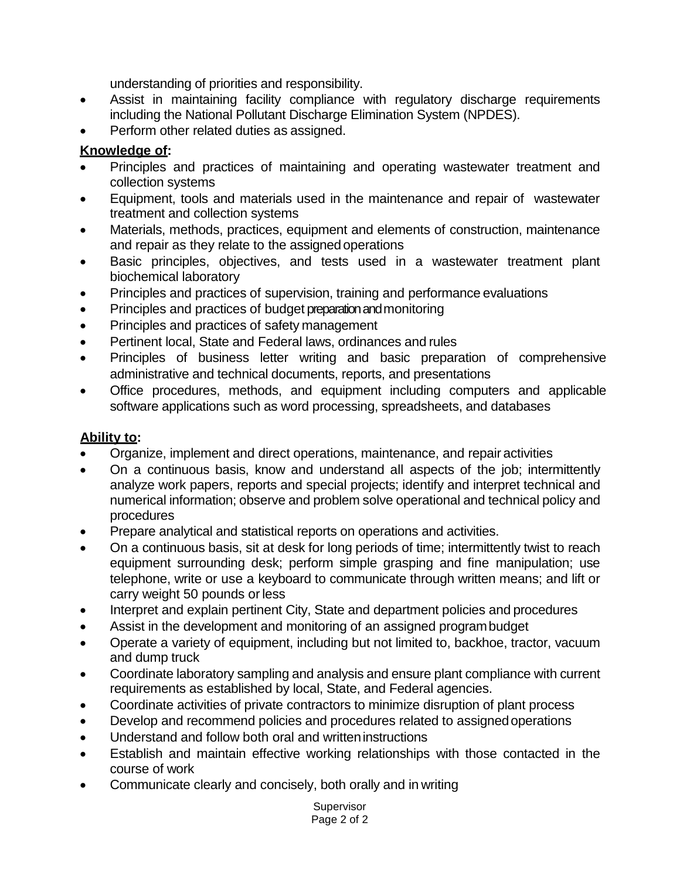understanding of priorities and responsibility.

- Assist in maintaining facility compliance with regulatory discharge requirements including the National Pollutant Discharge Elimination System (NPDES).
- Perform other related duties as assigned.

**Knowledge of:**

- Principles and practices of maintaining and operating wastewater treatment and collection systems
- Equipment, tools and materials used in the maintenance and repair of wastewater treatment and collection systems
- Materials, methods, practices, equipment and elements of construction, maintenance and repair as they relate to the assigned operations
- Basic principles, objectives, and tests used in a wastewater treatment plant biochemical laboratory
- Principles and practices of supervision, training and performance evaluations
- Principles and practices of budget preparation and monitoring
- Principles and practices of safety management
- Pertinent local, State and Federal laws, ordinances and rules
- Principles of business letter writing and basic preparation of comprehensive administrative and technical documents, reports, and presentations
- Office procedures, methods, and equipment including computers and applicable software applications such as word processing, spreadsheets, and databases

**Ability to:**

- Organize, implement and direct operations, maintenance, and repair activities
- On a continuous basis, know and understand all aspects of the job; intermittently analyze work papers, reports and special projects; identify and interpret technical and numerical information; observe and problem solve operational and technical policy and procedures
- Prepare analytical and statistical reports on operations and activities.
- On a continuous basis, sit at desk for long periods of time; intermittently twist to reach equipment surrounding desk; perform simple grasping and fine manipulation; use telephone, write or use a keyboard to communicate through written means; and lift or carry weight 50 pounds or less
- Interpret and explain pertinent City, State and department policies and procedures
- Assist in the development and monitoring of an assigned program budget
- Operate a variety of equipment, including but not limited to, backhoe, tractor, vacuum and dump truck
- Coordinate laboratory sampling and analysis and ensure plant compliance with current requirements as established by local, State, and Federal agencies.
- Coordinate activities of private contractors to minimize disruption of plant process
- Develop and recommend policies and procedures related to assigned operations
- Understand and follow both oral and written instructions
- Establish and maintain effective working relationships with those contacted in the course of work
- Communicate clearly and concisely, both orally and in writing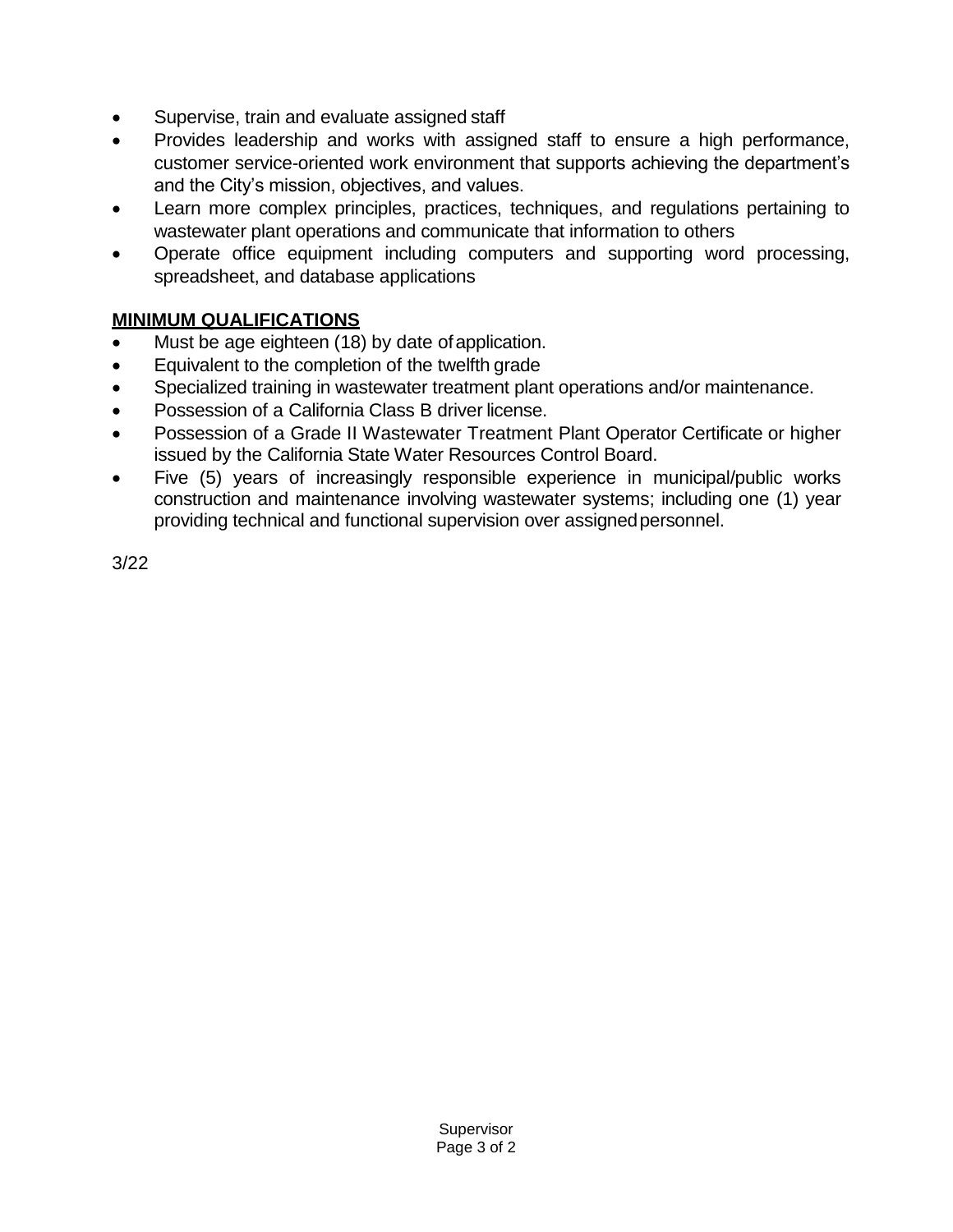- Supervise, train and evaluate assigned staff
- Provides leadership and works with assigned staff to ensure a high performance, customer service-oriented work environment that supports achieving the department's and the City's mission, objectives, and values.
- Learn more complex principles, practices, techniques, and regulations pertaining to wastewater plant operations and communicate that information to others
- Operate office equipment including computers and supporting word processing, spreadsheet, and database applications

## **MINIMUM QUALIFICATIONS**

- Must be age eighteen (18) by date of application.
- Equivalent to the completion of the twelfth grade
- Specialized training in wastewater treatment plant operations and/or maintenance.
- Possession of a California Class B driver license.
- Possession of a Grade II Wastewater Treatment Plant Operator Certificate or higher issued by the California State Water Resources Control Board.
- Five (5) years of increasingly responsible experience in municipal/public works construction and maintenance involving wastewater systems; including one (1) year providing technical and functional supervision over assigned personnel.

3/22